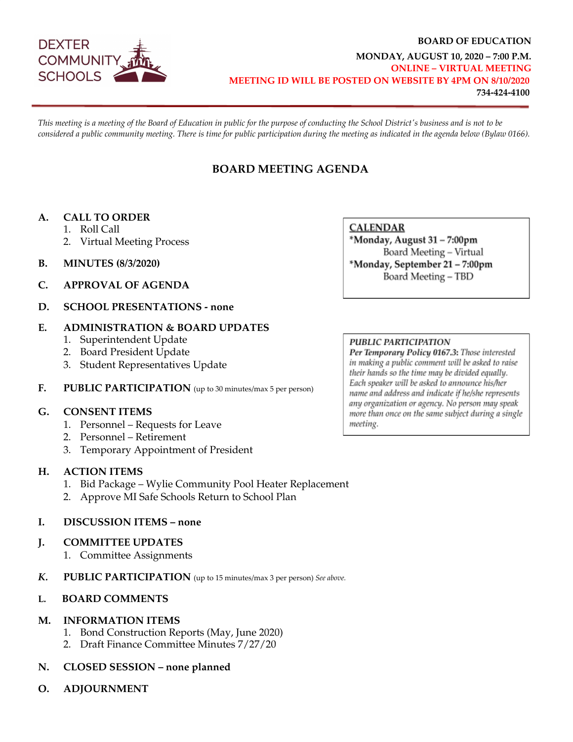DEXTER COMMUNITY SCHOOLS

**BOARD OF EDUCATION**

**MONDAY, AUGUST 10, 2020 – 7:00 P.M.**

**ONLINE – VIRTUAL MEETING**

**MEETING ID WILL BE POSTED ON WEBSITE BY 4PM ON 8/10/2020**

**734-424-4100**

*This meeting is a meeting of the Board of Education in public for the purpose of conducting the School District's business and is not to be considered a public community meeting. There is time for public participation during the meeting as indicated in the agenda below (Bylaw 0166).*

## BOARD MEETING AGENDA

**A. CALL TO ORDER**
1. Roll Call
2. Virtual Meeting Process

**B. MINUTES (8/3/2020)**

**C. APPROVAL OF AGENDA**

**D. SCHOOL PRESENTATIONS - none**

**E. ADMINISTRATION & BOARD UPDATES**
1. Superintendent Update
2. Board President Update
3. Student Representatives Update

**F. PUBLIC PARTICIPATION** (up to 30 minutes/max 5 per person)

**G. CONSENT ITEMS**
1. Personnel – Requests for Leave
2. Personnel – Retirement
3. Temporary Appointment of President

**H. ACTION ITEMS**
1. Bid Package – Wylie Community Pool Heater Replacement
2. Approve MI Safe Schools Return to School Plan

**I. DISCUSSION ITEMS – none**

**J. COMMITTEE UPDATES**
1. Committee Assignments

***K.*** **PUBLIC PARTICIPATION** (up to 15 minutes/max 3 per person) *See above.*

**L. BOARD COMMENTS**

**M. INFORMATION ITEMS**
1. Bond Construction Reports (May, June 2020)
2. Draft Finance Committee Minutes 7/27/20

**N. CLOSED SESSION – none planned**

**O. ADJOURNMENT**

---

**CALENDAR**

***Monday, August 31 – 7:00pm**
Board Meeting – Virtual

***Monday, September 21 – 7:00pm**
Board Meeting – TBD

---

***PUBLIC PARTICIPATION***

***Per Temporary Policy 0167.3:*** *Those interested in making a public comment will be asked to raise their hands so the time may be divided equally. Each speaker will be asked to announce his/her name and address and indicate if he/she represents any organization or agency. No person may speak more than once on the same subject during a single meeting.*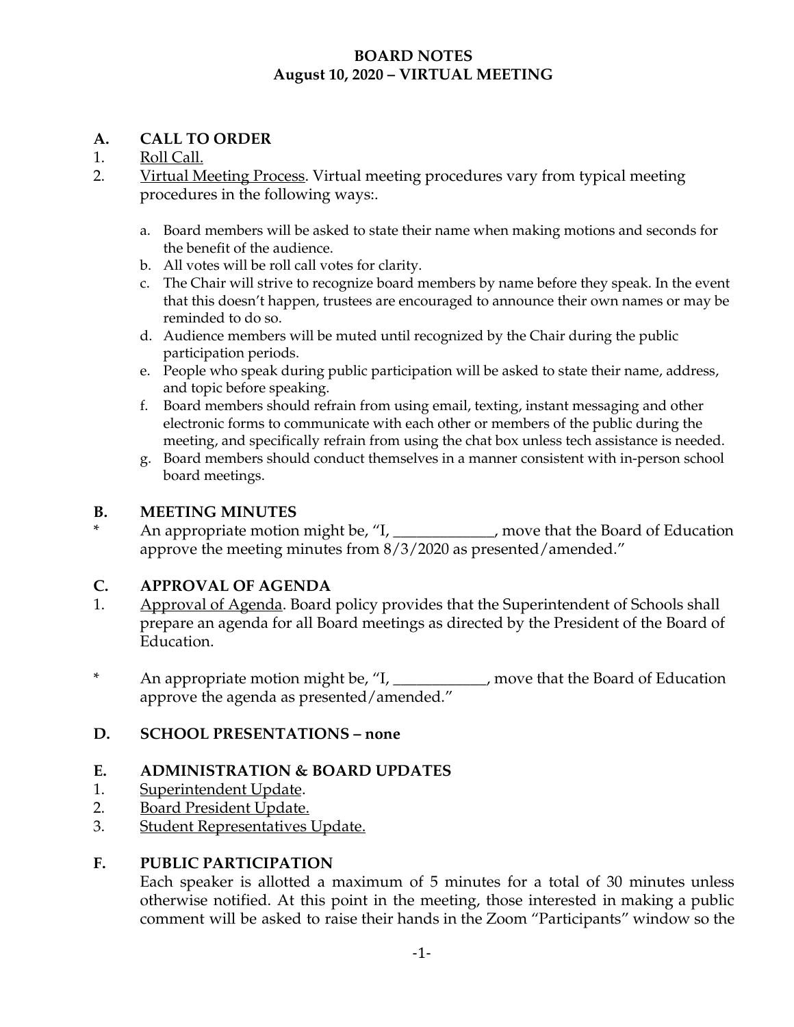**BOARD NOTES**
**August 10, 2020 – VIRTUAL MEETING**

## A. CALL TO ORDER

1. Roll Call.
2. Virtual Meeting Process. Virtual meeting procedures vary from typical meeting procedures in the following ways:.

   a. Board members will be asked to state their name when making motions and seconds for the benefit of the audience.
   b. All votes will be roll call votes for clarity.
   c. The Chair will strive to recognize board members by name before they speak. In the event that this doesn't happen, trustees are encouraged to announce their own names or may be reminded to do so.
   d. Audience members will be muted until recognized by the Chair during the public participation periods.
   e. People who speak during public participation will be asked to state their name, address, and topic before speaking.
   f. Board members should refrain from using email, texting, instant messaging and other electronic forms to communicate with each other or members of the public during the meeting, and specifically refrain from using the chat box unless tech assistance is needed.
   g. Board members should conduct themselves in a manner consistent with in-person school board meetings.

## B. MEETING MINUTES

\* An appropriate motion might be, "I, _____________, move that the Board of Education approve the meeting minutes from 8/3/2020 as presented/amended."

## C. APPROVAL OF AGENDA

1. Approval of Agenda. Board policy provides that the Superintendent of Schools shall prepare an agenda for all Board meetings as directed by the President of the Board of Education.

\* An appropriate motion might be, "I, ____________, move that the Board of Education approve the agenda as presented/amended."

## D. SCHOOL PRESENTATIONS – none

## E. ADMINISTRATION & BOARD UPDATES

1. Superintendent Update.
2. Board President Update.
3. Student Representatives Update.

## F. PUBLIC PARTICIPATION

Each speaker is allotted a maximum of 5 minutes for a total of 30 minutes unless otherwise notified. At this point in the meeting, those interested in making a public comment will be asked to raise their hands in the Zoom "Participants" window so the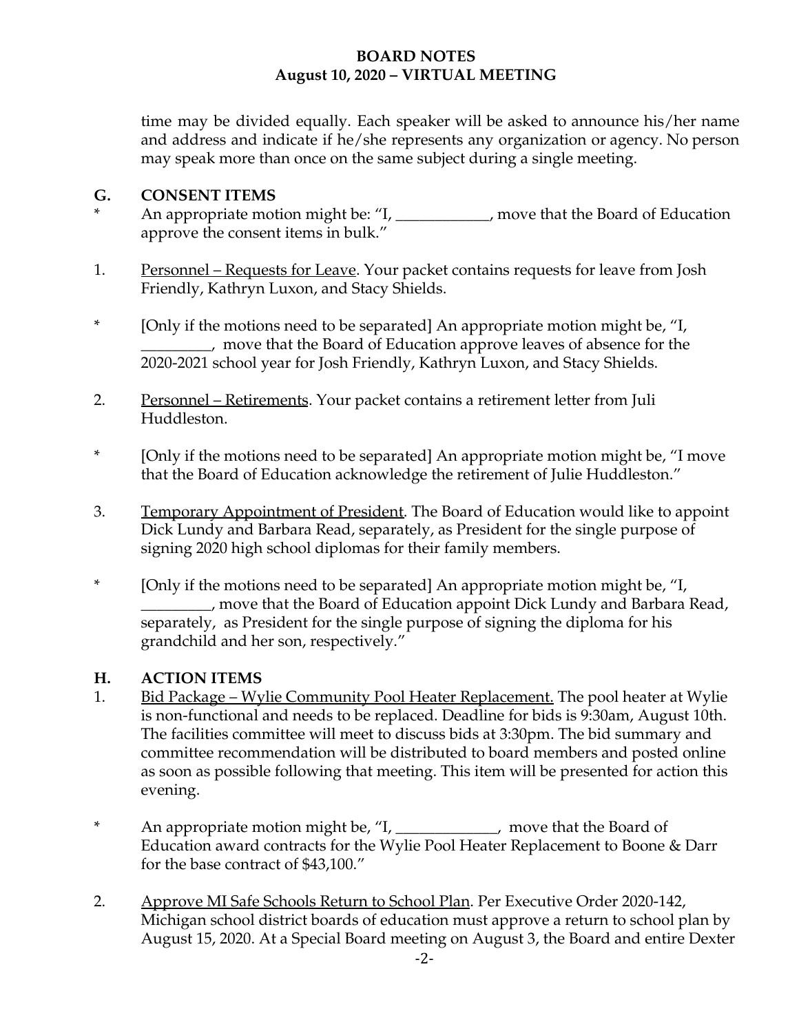time may be divided equally. Each speaker will be asked to announce his/her name and address and indicate if he/she represents any organization or agency. No person may speak more than once on the same subject during a single meeting.

## G. CONSENT ITEMS

\* An appropriate motion might be: "I, ____________, move that the Board of Education approve the consent items in bulk."

1. Personnel – Requests for Leave. Your packet contains requests for leave from Josh Friendly, Kathryn Luxon, and Stacy Shields.

\* [Only if the motions need to be separated] An appropriate motion might be, "I, _________, move that the Board of Education approve leaves of absence for the 2020-2021 school year for Josh Friendly, Kathryn Luxon, and Stacy Shields.

2. Personnel – Retirements. Your packet contains a retirement letter from Juli Huddleston.

\* [Only if the motions need to be separated] An appropriate motion might be, "I move that the Board of Education acknowledge the retirement of Julie Huddleston."

3. Temporary Appointment of President. The Board of Education would like to appoint Dick Lundy and Barbara Read, separately, as President for the single purpose of signing 2020 high school diplomas for their family members.

\* [Only if the motions need to be separated] An appropriate motion might be, "I, _________, move that the Board of Education appoint Dick Lundy and Barbara Read, separately, as President for the single purpose of signing the diploma for his grandchild and her son, respectively."

## H. ACTION ITEMS

1. Bid Package – Wylie Community Pool Heater Replacement. The pool heater at Wylie is non-functional and needs to be replaced. Deadline for bids is 9:30am, August 10th. The facilities committee will meet to discuss bids at 3:30pm. The bid summary and committee recommendation will be distributed to board members and posted online as soon as possible following that meeting. This item will be presented for action this evening.

\* An appropriate motion might be, "I, _____________, move that the Board of Education award contracts for the Wylie Pool Heater Replacement to Boone & Darr for the base contract of $43,100."

2. Approve MI Safe Schools Return to School Plan. Per Executive Order 2020-142, Michigan school district boards of education must approve a return to school plan by August 15, 2020. At a Special Board meeting on August 3, the Board and entire Dexter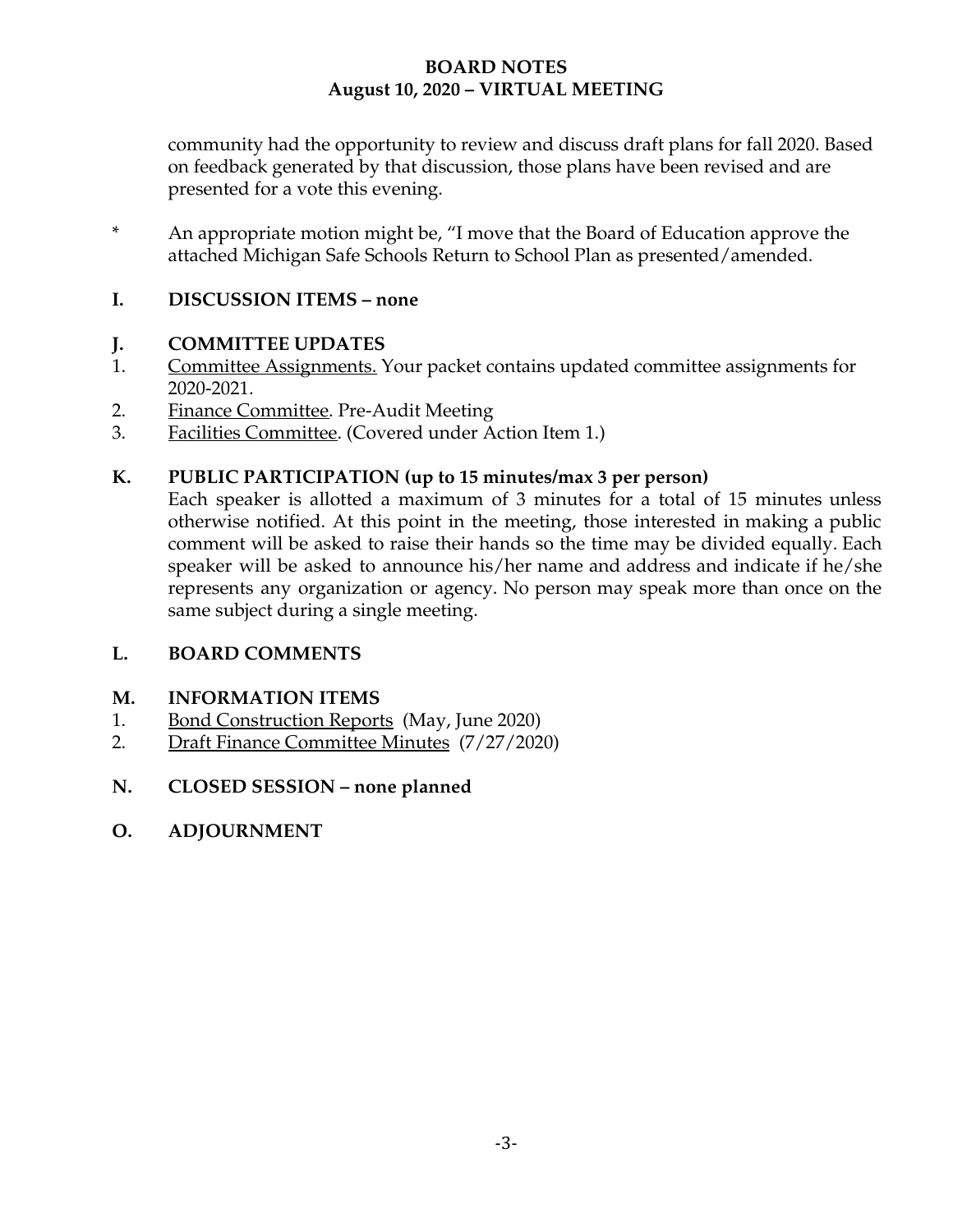community had the opportunity to review and discuss draft plans for fall 2020. Based on feedback generated by that discussion, those plans have been revised and are presented for a vote this evening.

\* An appropriate motion might be, "I move that the Board of Education approve the attached Michigan Safe Schools Return to School Plan as presented/amended.

## I. DISCUSSION ITEMS – none

## J. COMMITTEE UPDATES

1. Committee Assignments. Your packet contains updated committee assignments for 2020-2021.
2. Finance Committee. Pre-Audit Meeting
3. Facilities Committee. (Covered under Action Item 1.)

## K. PUBLIC PARTICIPATION (up to 15 minutes/max 3 per person)

Each speaker is allotted a maximum of 3 minutes for a total of 15 minutes unless otherwise notified. At this point in the meeting, those interested in making a public comment will be asked to raise their hands so the time may be divided equally. Each speaker will be asked to announce his/her name and address and indicate if he/she represents any organization or agency. No person may speak more than once on the same subject during a single meeting.

## L. BOARD COMMENTS

## M. INFORMATION ITEMS

1. Bond Construction Reports (May, June 2020)
2. Draft Finance Committee Minutes (7/27/2020)

## N. CLOSED SESSION – none planned

## O. ADJOURNMENT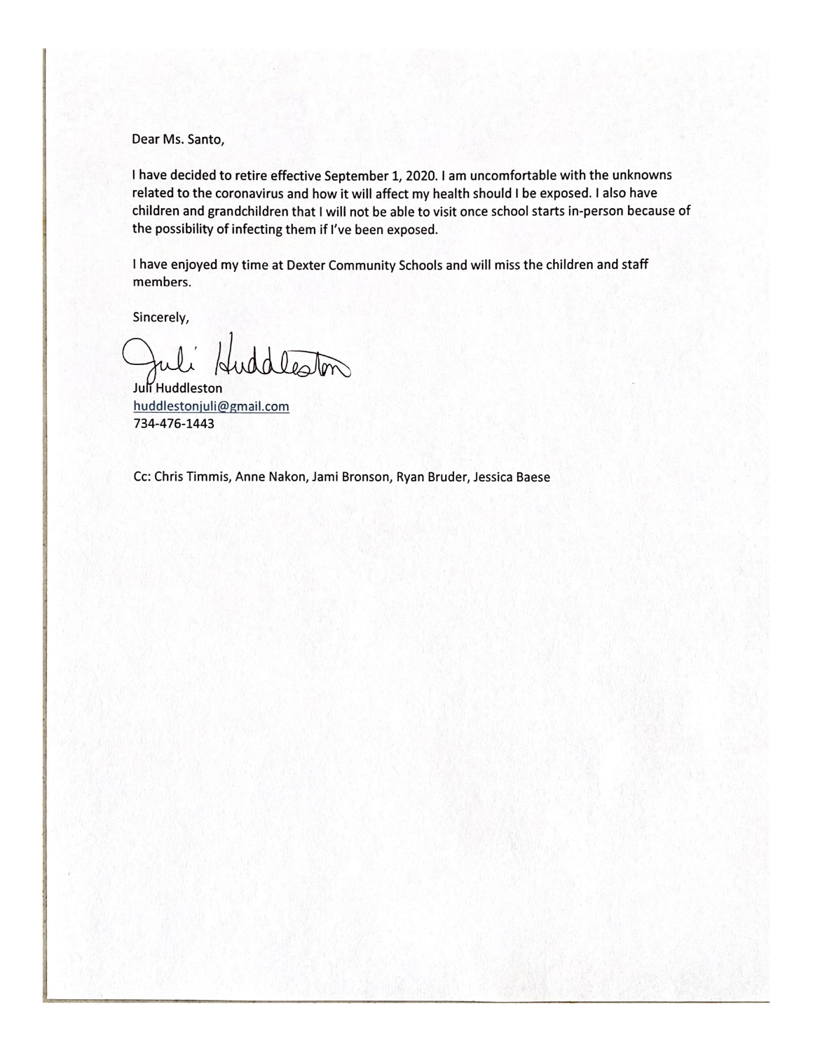Dear Ms. Santo,

I have decided to retire effective September 1, 2020. I am uncomfortable with the unknowns related to the coronavirus and how it will affect my health should I be exposed. I also have children and grandchildren that I will not be able to visit once school starts in-person because of the possibility of infecting them if I've been exposed.

I have enjoyed my time at Dexter Community Schools and will miss the children and staff members.

Sincerely,

Juli Huddleston

Juli Huddleston
huddlestonjuli@gmail.com
734-476-1443

Cc: Chris Timmis, Anne Nakon, Jami Bronson, Ryan Bruder, Jessica Baese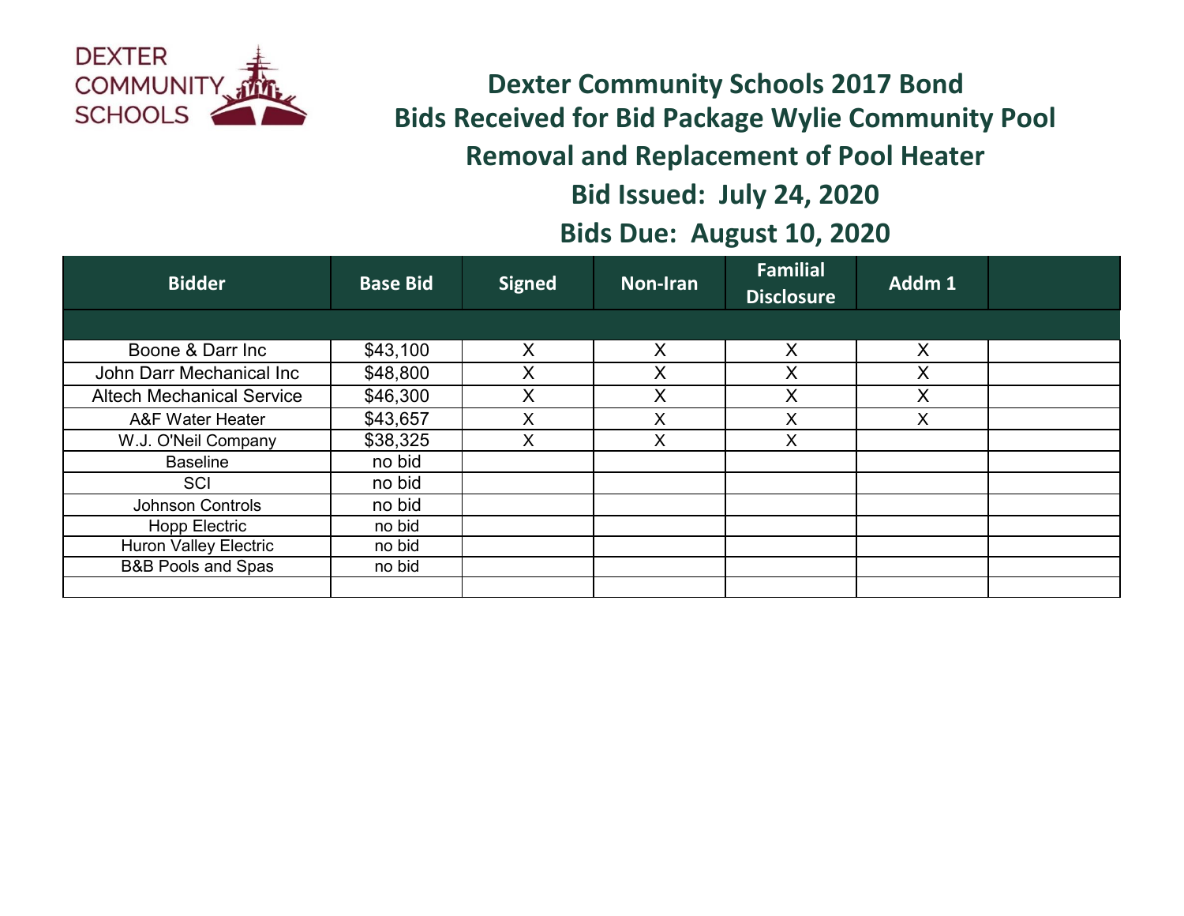# Dexter Community Schools 2017 Bond

## Bids Received for Bid Package Wylie Community Pool

## Removal and Replacement of Pool Heater

## Bid Issued: July 24, 2020

## Bids Due: August 10, 2020

| Bidder | Base Bid | Signed | Non-Iran | Familial Disclosure | Addm 1 | |
|---|---|---|---|---|---|---|
| | | | | | | |
| Boone & Darr Inc | $43,100 | X | X | X | X | |
| John Darr Mechanical Inc | $48,800 | X | X | X | X | |
| Altech Mechanical Service | $46,300 | X | X | X | X | |
| A&F Water Heater | $43,657 | X | X | X | X | |
| W.J. O'Neil Company | $38,325 | X | X | X | | |
| Baseline | no bid | | | | | |
| SCI | no bid | | | | | |
| Johnson Controls | no bid | | | | | |
| Hopp Electric | no bid | | | | | |
| Huron Valley Electric | no bid | | | | | |
| B&B Pools and Spas | no bid | | | | | |
| | | | | | | |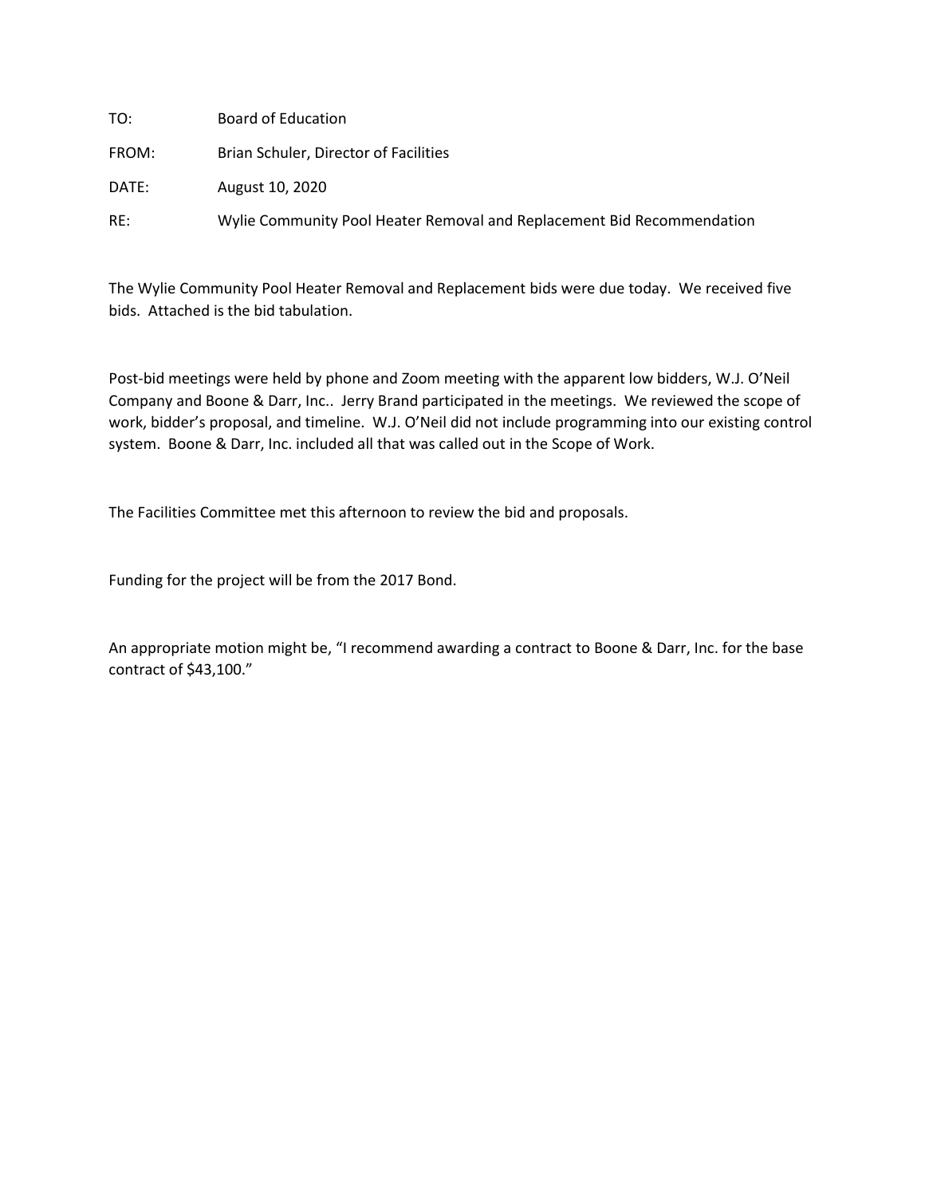TO: Board of Education

FROM: Brian Schuler, Director of Facilities

DATE: August 10, 2020

RE: Wylie Community Pool Heater Removal and Replacement Bid Recommendation

The Wylie Community Pool Heater Removal and Replacement bids were due today. We received five bids. Attached is the bid tabulation.

Post-bid meetings were held by phone and Zoom meeting with the apparent low bidders, W.J. O'Neil Company and Boone & Darr, Inc.. Jerry Brand participated in the meetings. We reviewed the scope of work, bidder's proposal, and timeline. W.J. O'Neil did not include programming into our existing control system. Boone & Darr, Inc. included all that was called out in the Scope of Work.

The Facilities Committee met this afternoon to review the bid and proposals.

Funding for the project will be from the 2017 Bond.

An appropriate motion might be, "I recommend awarding a contract to Boone & Darr, Inc. for the base contract of $43,100."